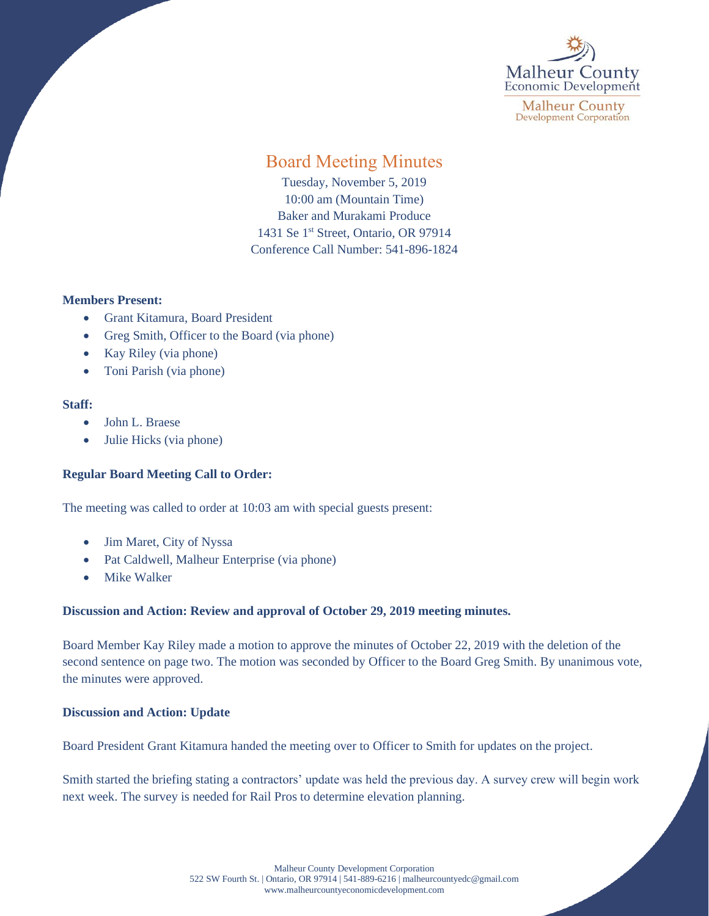Malheur County Economic Development

Malheur County Development Corporation

# Board Meeting Minutes

Tuesday, November 5, 2019
10:00 am (Mountain Time)
Baker and Murakami Produce
1431 Se 1st Street, Ontario, OR 97914
Conference Call Number: 541-896-1824

**Members Present:**

- Grant Kitamura, Board President
- Greg Smith, Officer to the Board (via phone)
- Kay Riley (via phone)
- Toni Parish (via phone)

**Staff:**

- John L. Braese
- Julie Hicks (via phone)

**Regular Board Meeting Call to Order:**

The meeting was called to order at 10:03 am with special guests present:

- Jim Maret, City of Nyssa
- Pat Caldwell, Malheur Enterprise (via phone)
- Mike Walker

**Discussion and Action: Review and approval of October 29, 2019 meeting minutes.**

Board Member Kay Riley made a motion to approve the minutes of October 22, 2019 with the deletion of the second sentence on page two. The motion was seconded by Officer to the Board Greg Smith. By unanimous vote, the minutes were approved.

**Discussion and Action: Update**

Board President Grant Kitamura handed the meeting over to Officer to Smith for updates on the project.

Smith started the briefing stating a contractors' update was held the previous day. A survey crew will begin work next week. The survey is needed for Rail Pros to determine elevation planning.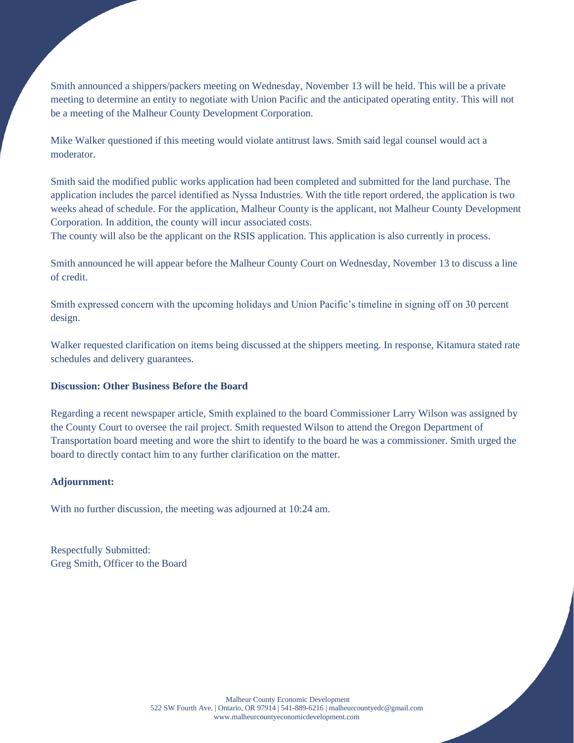Smith announced a shippers/packers meeting on Wednesday, November 13 will be held. This will be a private meeting to determine an entity to negotiate with Union Pacific and the anticipated operating entity. This will not be a meeting of the Malheur County Development Corporation.

Mike Walker questioned if this meeting would violate antitrust laws. Smith said legal counsel would act a moderator.

Smith said the modified public works application had been completed and submitted for the land purchase. The application includes the parcel identified as Nyssa Industries. With the title report ordered, the application is two weeks ahead of schedule. For the application, Malheur County is the applicant, not Malheur County Development Corporation. In addition, the county will incur associated costs.
The county will also be the applicant on the RSIS application. This application is also currently in process.

Smith announced he will appear before the Malheur County Court on Wednesday, November 13 to discuss a line of credit.

Smith expressed concern with the upcoming holidays and Union Pacific's timeline in signing off on 30 percent design.

Walker requested clarification on items being discussed at the shippers meeting. In response, Kitamura stated rate schedules and delivery guarantees.

**Discussion: Other Business Before the Board**

Regarding a recent newspaper article, Smith explained to the board Commissioner Larry Wilson was assigned by the County Court to oversee the rail project. Smith requested Wilson to attend the Oregon Department of Transportation board meeting and wore the shirt to identify to the board he was a commissioner. Smith urged the board to directly contact him to any further clarification on the matter.

**Adjournment:**

With no further discussion, the meeting was adjourned at 10:24 am.

Respectfully Submitted:
Greg Smith, Officer to the Board